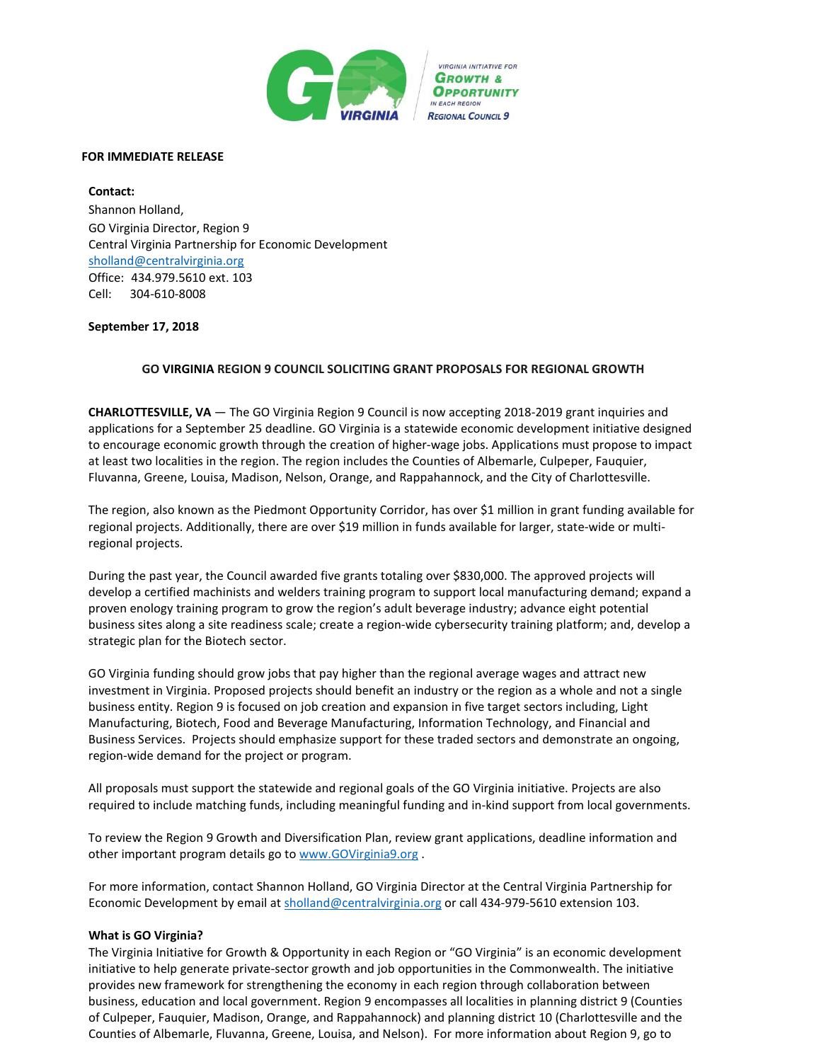VIRGINIA INITIATIVE FOR GROWTH & OPPORTUNITY IN EACH REGION
REGIONAL COUNCIL 9

**FOR IMMEDIATE RELEASE**

**Contact:**
Shannon Holland,
GO Virginia Director, Region 9
Central Virginia Partnership for Economic Development
sholland@centralvirginia.org
Office: 434.979.5610 ext. 103
Cell: 304-610-8008

**September 17, 2018**

**GO VIRGINIA REGION 9 COUNCIL SOLICITING GRANT PROPOSALS FOR REGIONAL GROWTH**

**CHARLOTTESVILLE, VA** — The GO Virginia Region 9 Council is now accepting 2018-2019 grant inquiries and applications for a September 25 deadline. GO Virginia is a statewide economic development initiative designed to encourage economic growth through the creation of higher-wage jobs. Applications must propose to impact at least two localities in the region. The region includes the Counties of Albemarle, Culpeper, Fauquier, Fluvanna, Greene, Louisa, Madison, Nelson, Orange, and Rappahannock, and the City of Charlottesville.

The region, also known as the Piedmont Opportunity Corridor, has over $1 million in grant funding available for regional projects. Additionally, there are over $19 million in funds available for larger, state-wide or multi-regional projects.

During the past year, the Council awarded five grants totaling over $830,000. The approved projects will develop a certified machinists and welders training program to support local manufacturing demand; expand a proven enology training program to grow the region's adult beverage industry; advance eight potential business sites along a site readiness scale; create a region-wide cybersecurity training platform; and, develop a strategic plan for the Biotech sector.

GO Virginia funding should grow jobs that pay higher than the regional average wages and attract new investment in Virginia. Proposed projects should benefit an industry or the region as a whole and not a single business entity. Region 9 is focused on job creation and expansion in five target sectors including, Light Manufacturing, Biotech, Food and Beverage Manufacturing, Information Technology, and Financial and Business Services. Projects should emphasize support for these traded sectors and demonstrate an ongoing, region-wide demand for the project or program.

All proposals must support the statewide and regional goals of the GO Virginia initiative. Projects are also required to include matching funds, including meaningful funding and in-kind support from local governments.

To review the Region 9 Growth and Diversification Plan, review grant applications, deadline information and other important program details go to www.GOVirginia9.org .

For more information, contact Shannon Holland, GO Virginia Director at the Central Virginia Partnership for Economic Development by email at sholland@centralvirginia.org or call 434-979-5610 extension 103.

**What is GO Virginia?**
The Virginia Initiative for Growth & Opportunity in each Region or "GO Virginia" is an economic development initiative to help generate private-sector growth and job opportunities in the Commonwealth. The initiative provides new framework for strengthening the economy in each region through collaboration between business, education and local government. Region 9 encompasses all localities in planning district 9 (Counties of Culpeper, Fauquier, Madison, Orange, and Rappahannock) and planning district 10 (Charlottesville and the Counties of Albemarle, Fluvanna, Greene, Louisa, and Nelson). For more information about Region 9, go to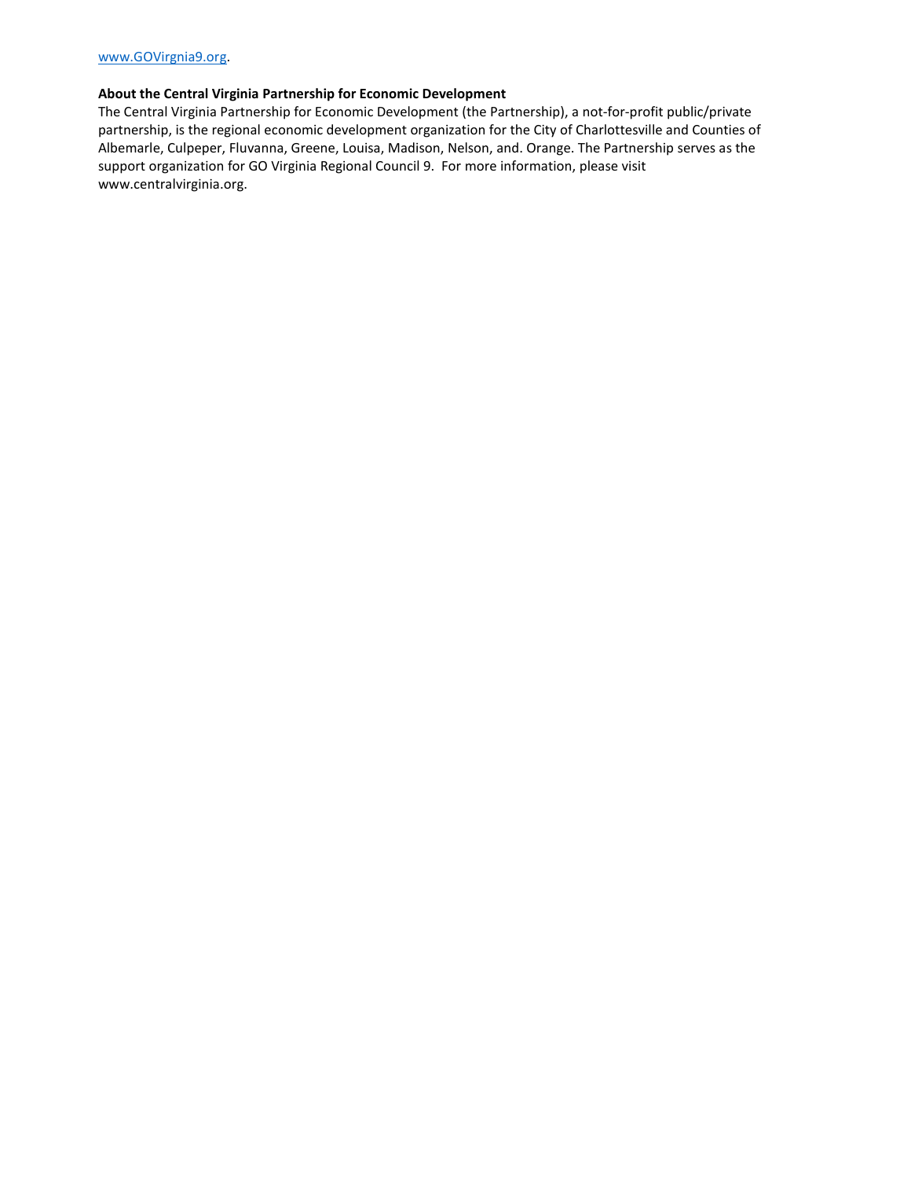www.GOVirgnia9.org.

**About the Central Virginia Partnership for Economic Development**

The Central Virginia Partnership for Economic Development (the Partnership), a not-for-profit public/private partnership, is the regional economic development organization for the City of Charlottesville and Counties of Albemarle, Culpeper, Fluvanna, Greene, Louisa, Madison, Nelson, and. Orange. The Partnership serves as the support organization for GO Virginia Regional Council 9. For more information, please visit www.centralvirginia.org.